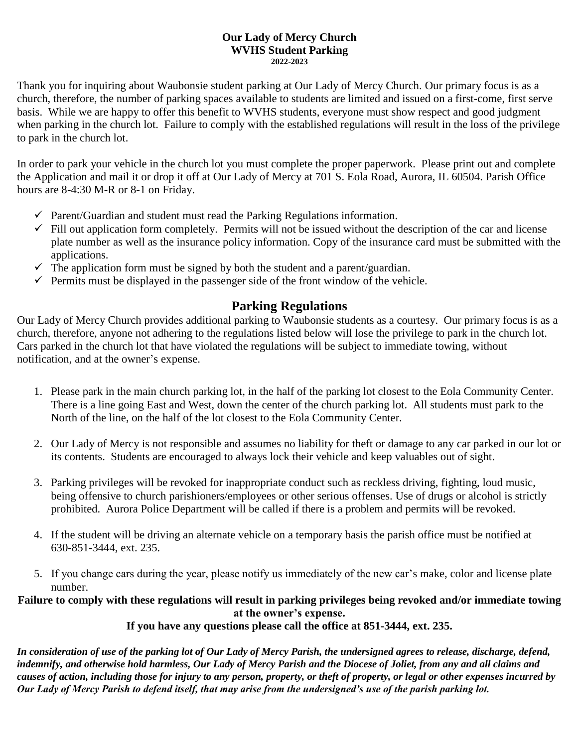**Our Lady of Mercy Church**
**WVHS Student Parking**
**2022-2023**

Thank you for inquiring about Waubonsie student parking at Our Lady of Mercy Church. Our primary focus is as a church, therefore, the number of parking spaces available to students are limited and issued on a first-come, first serve basis. While we are happy to offer this benefit to WVHS students, everyone must show respect and good judgment when parking in the church lot. Failure to comply with the established regulations will result in the loss of the privilege to park in the church lot.

In order to park your vehicle in the church lot you must complete the proper paperwork. Please print out and complete the Application and mail it or drop it off at Our Lady of Mercy at 701 S. Eola Road, Aurora, IL 60504. Parish Office hours are 8-4:30 M-R or 8-1 on Friday.

- ✓ Parent/Guardian and student must read the Parking Regulations information.
- ✓ Fill out application form completely. Permits will not be issued without the description of the car and license plate number as well as the insurance policy information. Copy of the insurance card must be submitted with the applications.
- ✓ The application form must be signed by both the student and a parent/guardian.
- ✓ Permits must be displayed in the passenger side of the front window of the vehicle.

## Parking Regulations

Our Lady of Mercy Church provides additional parking to Waubonsie students as a courtesy. Our primary focus is as a church, therefore, anyone not adhering to the regulations listed below will lose the privilege to park in the church lot. Cars parked in the church lot that have violated the regulations will be subject to immediate towing, without notification, and at the owner's expense.

1. Please park in the main church parking lot, in the half of the parking lot closest to the Eola Community Center. There is a line going East and West, down the center of the church parking lot. All students must park to the North of the line, on the half of the lot closest to the Eola Community Center.

2. Our Lady of Mercy is not responsible and assumes no liability for theft or damage to any car parked in our lot or its contents. Students are encouraged to always lock their vehicle and keep valuables out of sight.

3. Parking privileges will be revoked for inappropriate conduct such as reckless driving, fighting, loud music, being offensive to church parishioners/employees or other serious offenses. Use of drugs or alcohol is strictly prohibited. Aurora Police Department will be called if there is a problem and permits will be revoked.

4. If the student will be driving an alternate vehicle on a temporary basis the parish office must be notified at 630-851-3444, ext. 235.

5. If you change cars during the year, please notify us immediately of the new car's make, color and license plate number.

**Failure to comply with these regulations will result in parking privileges being revoked and/or immediate towing at the owner's expense.**

**If you have any questions please call the office at 851-3444, ext. 235.**

***In consideration of use of the parking lot of Our Lady of Mercy Parish, the undersigned agrees to release, discharge, defend, indemnify, and otherwise hold harmless, Our Lady of Mercy Parish and the Diocese of Joliet, from any and all claims and causes of action, including those for injury to any person, property, or theft of property, or legal or other expenses incurred by Our Lady of Mercy Parish to defend itself, that may arise from the undersigned's use of the parish parking lot.***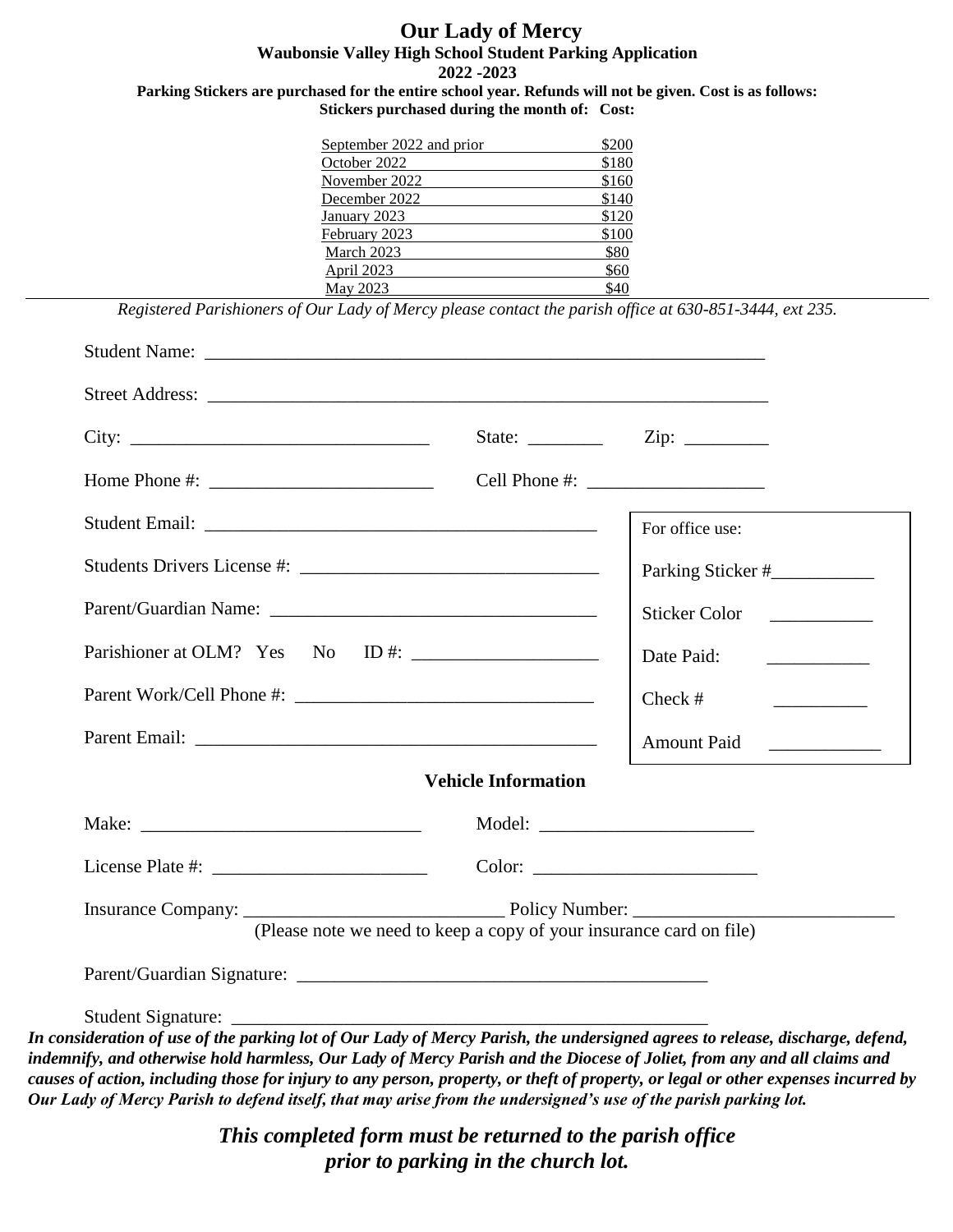# Our Lady of Mercy

**Waubonsie Valley High School Student Parking Application**

**2022 -2023**

**Parking Stickers are purchased for the entire school year. Refunds will not be given. Cost is as follows:**

| Stickers purchased during the month of: | Cost: |
|---|---|
| September 2022 and prior | $200 |
| October 2022 | $180 |
| November 2022 | $160 |
| December 2022 | $140 |
| January 2023 | $120 |
| February 2023 | $100 |
| March 2023 | $80 |
| April 2023 | $60 |
| May 2023 | $40 |

---

*Registered Parishioners of Our Lady of Mercy please contact the parish office at 630-851-3444, ext 235.*

Student Name: ______________________________________________________________

Street Address: ______________________________________________________________

City: ________________________________ State: ________ Zip: _________

Home Phone #: ________________________ Cell Phone #: ___________________

Student Email: ___________________________________________

Students Drivers License #: ________________________________

Parent/Guardian Name: ___________________________________

Parishioner at OLM? Yes No ID #: ____________________

Parent Work/Cell Phone #: ________________________________

Parent Email: ____________________________________________

| For office use: | |
|---|---|
| Parking Sticker # | ___________ |
| Sticker Color | ___________ |
| Date Paid: | ___________ |
| Check # | __________ |
| Amount Paid | ____________ |

**Vehicle Information**

Make: ______________________________ Model: _______________________

License Plate #: _______________________ Color: ________________________

Insurance Company: ____________________________ Policy Number: ____________________________

(Please note we need to keep a copy of your insurance card on file)

Parent/Guardian Signature: _____________________________________________

Student Signature: _____________________________________________________

***In consideration of use of the parking lot of Our Lady of Mercy Parish, the undersigned agrees to release, discharge, defend, indemnify, and otherwise hold harmless, Our Lady of Mercy Parish and the Diocese of Joliet, from any and all claims and causes of action, including those for injury to any person, property, or theft of property, or legal or other expenses incurred by Our Lady of Mercy Parish to defend itself, that may arise from the undersigned's use of the parish parking lot.***

***This completed form must be returned to the parish office prior to parking in the church lot.***